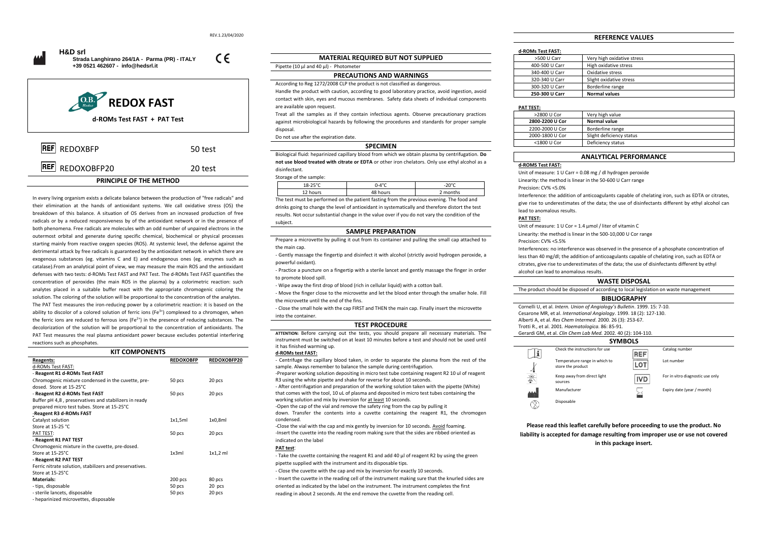REV.1.23/04/2020

**H&D srl**
**Strada Langhirano 264/1A - Parma (PR) - ITALY**
**+39 0521 462607 - info@hedsrl.it**

CE

# REDOX FAST

**d-ROMs Test FAST + PAT Test**

| REF | | |
|---|---|---|
| REF | REDOXBFP | 50 test |
| REF | REDOXOBFP20 | 20 test |

## PRINCIPLE OF THE METHOD

In every living organism exists a delicate balance between the production of "free radicals" and their elimination at the hands of antioxidant systems. We call oxidative stress (OS) the breakdown of this balance. A situation of OS derives from an increased production of free radicals or by a reduced responsiveness by of the antioxidant network or in the presence of both phenomena. Free radicals are molecules with an odd number of unpaired electrons in the outermost orbital and generate during specific chemical, biochemical or physical processes starting mainly from reactive oxygen species (ROS). At systemic level, the defense against the detrimental attack by free radicals is guaranteed by the antioxidant network in which there are exogenous substances (eg. vitamins C and E) and endogenous ones (eg. enzymes such as catalase).From an analytical point of view, we may measure the main ROS and the antioxidant defenses with two tests: d-ROMs Test FAST and PAT Test. The d-ROMs Test FAST quantifies the concentration of peroxides (the main ROS in the plasma) by a colorimetric reaction: such analytes placed in a suitable buffer react with the appropriate chromogenic coloring the solution. The coloring of the solution will be proportional to the concentration of the analytes.

The PAT Test measures the iron-reducing power by a colorimetric reaction: it is based on the ability to discolor of a colored solution of ferric ions ($Fe^{3+}$) complexed to a chromogen, when the ferric ions are reduced to ferrous ions ($Fe^{2+}$) in the presence of reducing substances. The decolorization of the solution will be proportional to the concentration of antioxidants. The PAT Test measures the real plasma antioxidant power because excludes potential interfering reactions such as phosphates.

## KIT COMPONENTS

| Reagents: | REDOXOBFP | REDOXOBFP20 |
|---|---|---|
| d-ROMs Test FAST: | | |
| **- Reagent R1 d-ROMs Test FAST** | | |
| Chromogenic mixture condensed in the cuvette, pre-dosed. Store at 15-25°C | 50 pcs | 20 pcs |
| **- Reagent R2 d-ROMs Test FAST** | | |
| Buffer pH 4,8 , preservatives and stabilizers in ready prepared micro test tubes. Store at 15-25°C | 50 pcs | 20 pcs |
| **-Reagent R3 d-ROMs FAST** | | |
| Catalyst solution Store at 15-25 °C | 1x1,5ml | 1x0,8ml |
| PAT TEST: | | |
| **- Reagent R1 PAT TEST** | | |
| Chromogenic mixture in the cuvette, pre-dosed. Store at 15-25°C | 1x3ml | 1x1,2 ml |
| **- Reagent R2 PAT TEST** | | |
| Ferric nitrate solution, stabilizers and preservatives. Store at 15-25°C | | |
| **Materials:** | 200 pcs | 80 pcs |
| - tips, disposable | 50 pcs | 20 pcs |
| - sterile lancets, disposable | 50 pcs | 20 pcs |
| - heparinized microvettes, disposable | | |

## MATERIAL REQUIRED BUT NOT SUPPLIED

Pipette (10 µl and 40 µl) - Photometer

## PRECAUTIONS AND WARNINGS

According to Reg 1272/2008 CLP the product is not classified as dangerous.

Handle the product with caution, according to good laboratory practice, avoid ingestion, avoid contact with skin, eyes and mucous membranes. Safety data sheets of individual components are available upon request.

Treat all the samples as if they contain infectious agents. Observe precautionary practices against microbiological hazards by following the procedures and standards for proper sample disposal.

Do not use after the expiration date.

## SPECIMEN

Biological fluid: heparinized capillary blood from which we obtain plasma by centrifugation. **Do not use blood treated with citrate or EDTA** or other iron chelators. Only use ethyl alcohol as a disinfectant.

Storage of the sample:

| 18-25°C | 0-4°C | -20°C |
|---|---|---|
| 12 hours | 48 hours | 2 months |

The test must be performed on the patient fasting from the previous evening. The food and drinks going to change the level of antioxidant in systematically and therefore distort the test results. Not occur substantial change in the value over if you do not vary the condition of the subject.

## SAMPLE PREPARATION

Prepare a microvette by pulling it out from its container and pulling the small cap attached to the main cap.

- Gently massage the fingertip and disinfect it with alcohol (strictly avoid hydrogen peroxide, a powerful oxidant).
- Practice a puncture on a fingertip with a sterile lancet and gently massage the finger in order to promote blood spill.
- Wipe away the first drop of blood (rich in cellular liquid) with a cotton ball.
- Move the finger close to the microvette and let the blood enter through the smaller hole. Fill the microvette until the end of the fins.
- Close the small hole with the cap FIRST and THEN the main cap. Finally insert the microvette into the container.

## TEST PROCEDURE

**ATTENTION:** Before carrying out the tests, you should prepare all necessary materials. The instrument must be switched on at least 10 minutes before a test and should not be used until it has finished warming up.

**d-ROMs test FAST:**

- Centrifuge the capillary blood taken, in order to separate the plasma from the rest of the sample. Always remember to balance the sample during centrifugation.

-Preparer working solution depositing in micro test tube containing reagent R2 10 ul of reagent R3 using the white pipette and shake for reverse for about 10 seconds.

- After centrifugation and preparation of the working solution taken with the pipette (White) that comes with the tool, 10 uL of plasma and deposited in micro test tubes containing the working solution and mix by inversion for <u>at least</u> 10 seconds.

-Open the cap of the vial and remove the safety ring from the cap by pulling it down. Transfer the contents into a cuvette containing the reagent R1, the chromogen condensed.

-Close the vial with the cap and mix gently by inversion for 10 seconds. <u>Avoid</u> foaming.

-Insert the cuvette into the reading room making sure that the sides are ribbed oriented as indicated on the label

**<u>PAT test</u>**:

- Take the cuvette containing the reagent R1 and add 40 µl of reagent R2 by using the green pipette supplied with the instrument and its disposable tips.
- Close the cuvette with the cap and mix by inversion for exactly 10 seconds.
- Insert the cuvette in the reading cell of the instrument making sure that the knurled sides are oriented as indicated by the label on the instrument. The instrument completes the first reading in about 2 seconds. At the end remove the cuvette from the reading cell.

## REFERENCE VALUES

**d-ROMs Test FAST:**

| | |
|---|---|
| >500 U Carr | Very high oxidative stress |
| 400-500 U Carr | High oxidative stress |
| 340-400 U Carr | Oxidative stress |
| 320-340 U Carr | Slight oxidative stress |
| 300-320 U Carr | Borderline range |
| **250-300 U Carr** | **Normal values** |

**<u>PAT TEST:</u>**

| | |
|---|---|
| >2800 U Cor | Very high value |
| **2800-2200 U Cor** | **Normal value** |
| 2200-2000 U Cor | Borderline range |
| 2000-1800 U Cor | Slight deficiency status |
| <1800 U Cor | Deficiency status |

## ANALYTICAL PERFORMANCE

**d-ROMS Test FAST:**

Unit of measure: 1 U Carr = 0.08 mg / dl hydrogen peroxide

Linearity: the method is linear in the 50-600 U Carr range

Precision: CV% <5.0%

Interference: the addition of anticoagulants capable of chelating iron, such as EDTA or citrates, give rise to underestimates of the data; the use of disinfectants different by ethyl alcohol can lead to anomalous results.

**<u>PAT TEST:</u>**

Unit of measure: 1 U Cor = 1.4 µmol / liter of vitamin C

Linearity: the method is linear in the 500-10,000 U Cor range

Precision: CV% <5.5%

Interferences: no interference was observed in the presence of a phosphate concentration of less than 40 mg/dl; the addition of anticoagulants capable of chelating iron, such as EDTA or citrates, give rise to underestimates of the data; the use of disinfectants different by ethyl alcohol can lead to anomalous results.

## WASTE DISPOSAL

The product should be disposed of according to local legislation on waste management

## BIBLIOGRAPHY

Cornelli U, et al. *Intern. Union of Angiology's Bulletin*. 1999. 15: 7-10.
Cesarone MR, et al. *International Angiology*. 1999. 18 (2): 127-130.
Alberti A, et al. *Res Chem Intermed*. 2000. 26 (3): 253-67.
Trotti R., et al. 2001. *Haematologica*. 86: 85-91.
Gerardi GM, et al. *Clin Chem Lab Med*. 2002. 40 (2): 104-110.

## SYMBOLS

| Symbol | Meaning | Symbol | Meaning |
|---|---|---|---|
| i | Check the instructions for use | REF | Catalog number |
| | Temperature range in which to store the product | LOT | Lot number |
| | Keep away from direct light sources | IVD | For in vitro diagnostic use only |
| | Manufacturer | | Expiry date (year / month) |
| | Disposable | | |

**Please read this leaflet carefully before proceeding to use the product. No liability is accepted for damage resulting from improper use or use not covered in this package insert.**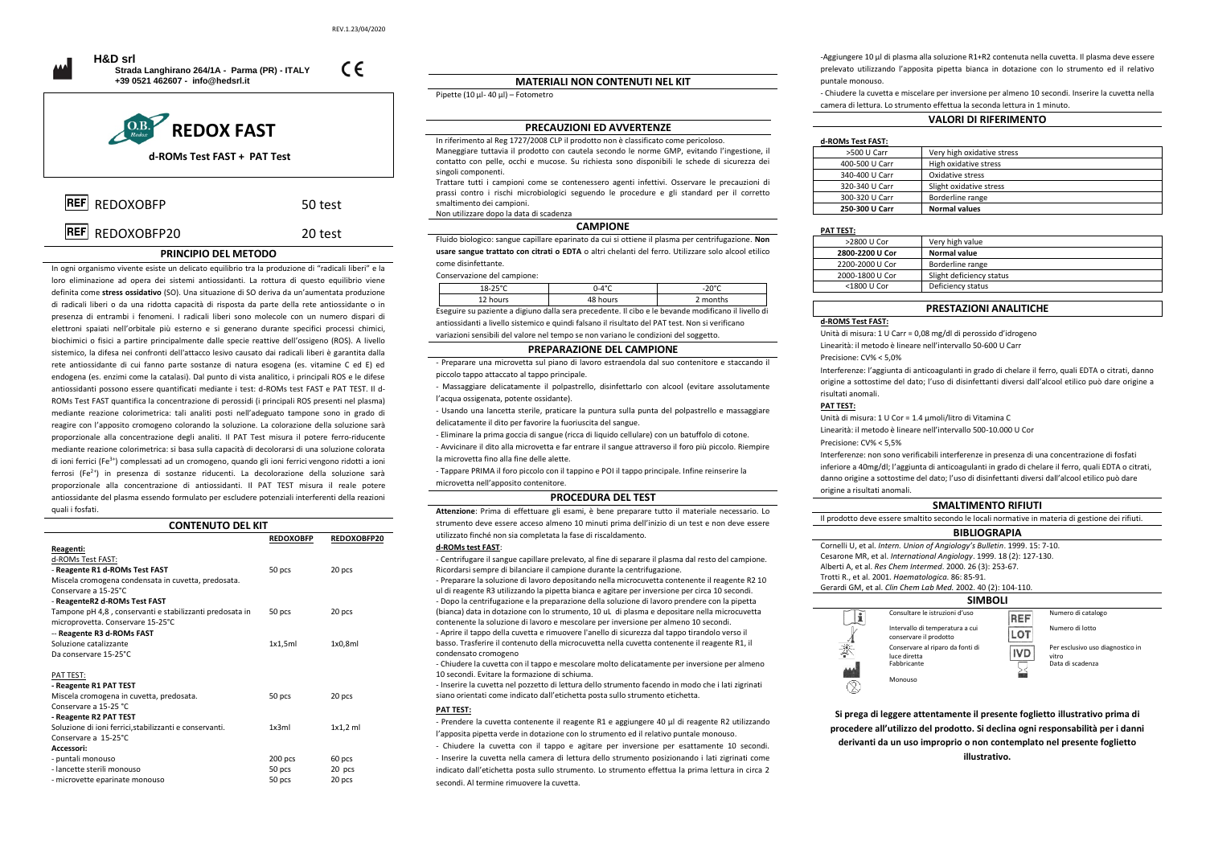**H&D srl**
Strada Langhirano 264/1A - Parma (PR) - ITALY
+39 0521 462607 - info@hedsrl.it

CE

# O.B. Redox REDOX FAST

**d-ROMs Test FAST + PAT Test**

| | |
|---|---|
| REF REDOXOBFP | 50 test |
| REF REDOXOBFP20 | 20 test |

## PRINCIPIO DEL METODO

In ogni organismo vivente esiste un delicato equilibrio tra la produzione di "radicali liberi" e la loro eliminazione ad opera dei sistemi antiossidanti. La rottura di questo equilibrio viene definita come **stress ossidativo** (SO). Una situazione di SO deriva da un'aumentata produzione di radicali liberi o da una ridotta capacità di risposta da parte della rete antiossidante o in presenza di entrambi i fenomeni. I radicali liberi sono molecole con un numero dispari di elettroni spaiati nell'orbitale più esterno e si generano durante specifici processi chimici, biochimici o fisici a partire principalmente dalle specie reattive dell'ossigeno (ROS). A livello sistemico, la difesa nei confronti dell'attacco lesivo causato dai radicali liberi è garantita dalla rete antiossidante di cui fanno parte sostanze di natura esogena (es. vitamine C ed E) ed endogena (es. enzimi come la catalasi). Dal punto di vista analitico, i principali ROS e le difese antiossidanti possono essere quantificati mediante i test: d-ROMs test FAST e PAT TEST. Il d-ROMs Test FAST quantifica la concentrazione di perossidi (i principali ROS presenti nel plasma) mediante reazione colorimetrica: tali analiti posti nell'adeguato tampone sono in grado di reagire con l'apposito cromogeno colorando la soluzione. La colorazione della soluzione sarà proporzionale alla concentrazione degli analiti. Il PAT Test misura il potere ferro-riducente mediante reazione colorimetrica: si basa sulla capacità di decolorarsi di una soluzione colorata di ioni ferrici ($Fe^{3+}$) complessati ad un cromogeno, quando gli ioni ferrici vengono ridotti a ioni ferrosi ($Fe^{2+}$) in presenza di sostanze riducenti. La decolorazione della soluzione sarà proporzionale alla concentrazione di antiossidanti. Il PAT Test misura il reale potere antiossidante del plasma essendo formulato per escludere potenziali interferenti della reazioni quali i fosfati.

## CONTENUTO DEL KIT

| | REDOXOBFP | REDOXOBFP20 |
|---|---|---|
| **Reagenti:** | | |
| d-ROMs Test FAST: | | |
| **- Reagente R1 d-ROMs Test FAST** | 50 pcs | 20 pcs |
| Miscela cromogena condensata in cuvetta, predosata. | | |
| Conservare a 15-25°C | | |
| **- ReagenteR2 d-ROMs Test FAST** | | |
| Tampone pH 4,8 , conservanti e stabilizzanti predosata in microprovetta. Conservare 15-25°C | 50 pcs | 20 pcs |
| **-- Reagente R3 d-ROMs FAST** | | |
| Soluzione di ioni ferrici catalizzante | 1x1,5ml | 1x0,8ml |
| Da conservare 15-25°C | | |
| PAT TEST: | | |
| **- Reagente R1 PAT TEST** | | |
| Miscela cromogena in cuvetta, predosata. | 50 pcs | 20 pcs |
| Conservare a 15-25 °C | | |
| **- Reagente R2 PAT TEST** | | |
| Soluzione di ioni ferrici,stabilizzanti e conservanti. | 1x3ml | 1x1,2 ml |
| Conservare a 15-25°C | | |
| **Accessori:** | | |
| - puntali monouso | 200 pcs | 60 pcs |
| - lancette sterili monouso | 50 pcs | 20 pcs |
| - microvette eparinate monouso | 50 pcs | 20 pcs |

## MATERIALI NON CONTENUTI NEL KIT

Pipette (10 µl- 40 µl) – Fotometro

## PRECAUZIONI ED AVVERTENZE

In riferimento al Reg 1727/2008 CLP il prodotto non è classificato come pericoloso.
Maneggiare tuttavia il prodotto con cautela secondo le norme GMP, evitando l'ingestione, il contatto con pelle, occhi e mucose. Su richiesta sono disponibili le schede di sicurezza dei singoli componenti.
Trattare tutti i campioni come se contenessero agenti infettivi. Osservare le precauzioni di prassi contro i rischi microbiologici seguendo le procedure e gli standard per il corretto smaltimento dei campioni.
Non utilizzare dopo la data di scadenza

## CAMPIONE

Fluido biologico: sangue capillare eparinato da cui si ottiene il plasma per centrifugazione. **Non usare sangue trattato con citrati o EDTA** o altri chelanti del ferro. Utilizzare solo alcool etilico come disinfettante.

Conservazione del campione:

| 18-25°C | 0-4°C | -20°C |
|---|---|---|
| 12 hours | 48 hours | 2 months |

Eseguire su paziente a digiuno dalla sera precedente. Il cibo e le bevande modificano il livello di antiossidanti a livello sistemico e quindi falsano il risultato del PAT test. Non si verificano variazioni sensibili del valore nel tempo se non variano le condizioni del soggetto.

## PREPARAZIONE DEL CAMPIONE

- Preparare una microvetta sul piano di lavoro estraendola dal suo contenitore e staccando il piccolo tappo attaccato al tappo principale.
- Massaggiare delicatamente il polpastrello, disinfettarlo con alcool (evitare assolutamente l'acqua ossigenata, potente ossidante).
- Usando una lancetta sterile, praticare la puntura sulla punta del polpastrello e massaggiare delicatamente il dito per favorire la fuoriuscita del sangue.
- Eliminare la prima goccia di sangue (ricca di liquido cellulare) con un batuffolo di cotone.
- Avvicinare il dito alla microvetta e far entrare il sangue attraverso il foro più piccolo. Riempire la microvetta fino alla fine delle alette.
- Tappare PRIMA il foro piccolo con il tappino e POI il tappo principale. Infine reinserire la microvetta nell'apposito contenitore.

## PROCEDURA DEL TEST

**Attenzione**: Prima di effettuare gli esami, è bene preparare tutto il materiale necessario. Lo strumento deve essere acceso almeno 10 minuti prima dell'inizio di un test e non deve essere utilizzato finché non sia completata la fase di riscaldamento.

**d-ROMs test FAST**:

- Centrifugare il sangue capillare prelevato, al fine di separare il plasma dal resto del campione. Ricordarsi sempre di bilanciare il campione durante la centrifugazione.
- Preparare la soluzione di lavoro depositando nella microcuvetta contenente il reagente R2 10 ul di reagente R3 utilizzando la pipetta bianca e agitare per inversione per circa 10 secondi.
- Dopo la centrifugazione e la preparazione della soluzione di lavoro prendere con la pipetta (bianca) data in dotazione con lo strumento, 10 uL di plasma e depositare nella microvetta contenente la soluzione di lavoro e mescolare per inversione per almeno 10 secondi.
- Aprire il tappo della cuvetta e rimuovere l'anello di sicurezza dal tappo tirandolo verso il basso. Trasferire il contenuto della microvetta nella cuvetta contenente il reagente R1, il condensato cromogeno
- Chiudere la cuvetta con il tappo e mescolare molto delicatamente per inversione per almeno 10 secondi. Evitare la formazione di schiuma.
- Inserire la cuvetta nel pozzetto di lettura dello strumento facendo in modo che i lati zigrinati siano orientati come indicato dall'etichetta posta sullo strumento etichetta.

**PAT TEST:**

- Prendere la cuvetta contenente il reagente R1 e aggiungere 40 µl di reagente R2 utilizzando l'apposita pipetta verde in dotazione con lo strumento ed il relativo puntale monouso.
- Chiudere la cuvetta con il tappo e agitare per inversione per esattamente 10 secondi.
- Inserire la cuvetta nella camera di lettura dello strumento posizionando i lati zigrinati come indicato dall'etichetta posta sullo strumento. Lo strumento effettua la prima lettura in circa 2 secondi. Al termine rimuovere la cuvetta.
-Aggiungere 10 µl di plasma alla soluzione R1+R2 contenuta nella cuvetta. Il plasma deve essere prelevato utilizzando l'apposita pipetta bianca in dotazione con lo strumento ed il relativo puntale monouso.
- Chiudere la cuvetta e miscelare per inversione per almeno 10 secondi. Inserire la cuvetta nella camera di lettura. Lo strumento effettua la seconda lettura in 1 minuto.

## VALORI DI RIFERIMENTO

**d-ROMs Test FAST:**

| | |
|---|---|
| >500 U Carr | Very high oxidative stress |
| 400-500 U Carr | High oxidative stress |
| 340-400 U Carr | Oxidative stress |
| 320-340 U Carr | Slight oxidative stress |
| 300-320 U Carr | Borderline range |
| **250-300 U Carr** | **Normal values** |

**PAT TEST:**

| | |
|---|---|
| >2800 U Cor | Very high value |
| **2800-2200 U Cor** | **Normal value** |
| 2200-2000 U Cor | Borderline range |
| 2000-1800 U Cor | Slight deficiency status |
| <1800 U Cor | Deficiency status |

## PRESTAZIONI ANALITICHE

**d-ROMS Test FAST:**

Unità di misura: 1 U Carr = 0,08 mg/dl di perossido d'idrogeno
Linearità: il metodo è lineare nell'intervallo 50-600 U Carr
Precisione: CV% < 5,0%
Interferenze: l'aggiunta di anticoagulanti in grado di chelare il ferro, quali EDTA o citrati, danno origine a sottostime del dato; l'uso di disinfettanti diversi dall'alcool etilico può dare origine a risultati anomali.

**PAT TEST:**

Unità di misura: 1 U Cor = 1.4 µmoli/litro di Vitamina C
Linearità: il metodo è lineare nell'intervallo 500-10.000 U Cor
Precisione: CV% < 5,5%
Interferenze: non sono verificabili interferenze in presenza di una concentrazione di fosfati inferiore a 40mg/dl; l'aggiunta di anticoagulanti in grado di chelare il ferro, quali EDTA o citrati, danno origine a sottostime del dato; l'uso di disinfettanti diversi dall'alcool etilico può dare origine a risultati anomali.

## SMALTIMENTO RIFIUTI

Il prodotto deve essere smaltito secondo le locali normative in materia di gestione dei rifiuti.

## BIBLIOGRAPIA

Cornelli U, et al. *Intern. Union of Angiology's Bulletin*. 1999. 15: 7-10.
Cesarone MR, et al. *International Angiology*. 1999. 18 (2): 127-130.
Alberti A, et al. *Res Chem Intermed*. 2000. 26 (3): 253-67.
Trotti R., et al. 2001. *Haematologica.* 86: 85-91.
Gerardi GM, et al. *Clin Chem Lab Med.* 2002. 40 (2): 104-110.

## SIMBOLI

| | | | |
|---|---|---|---|
| i | Consultare le istruzioni d'uso | REF | Numero di catalogo |
| | Intervallo di temperatura a cui conservare il prodotto | LOT | Numero di lotto |
| | Conservare al riparo da fonti di luce diretta | IVD | Per esclusivo uso diagnostico in vitro |
| | Fabbricante | | Data di scadenza |
| | Monouso | | |

**Si prega di leggere attentamente il presente foglietto illustrativo prima di procedere all'utilizzo del prodotto. Si declina ogni responsabilità per i danni derivanti da un uso improprio o non contemplato nel presente foglietto illustrativo.**